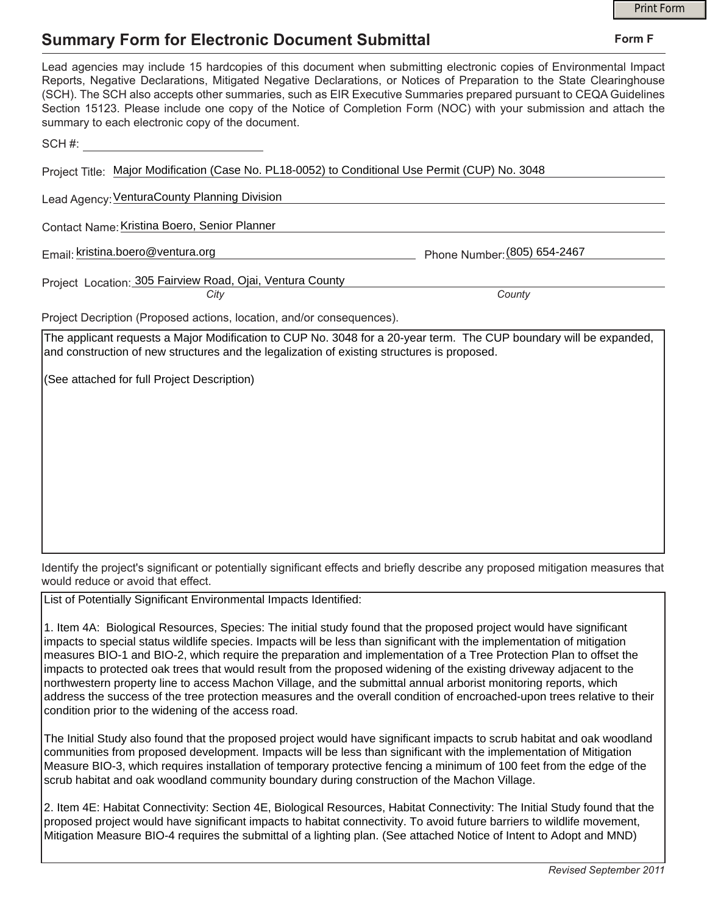# Summary Form for Electronic Document Submittal

**Form F**

Lead agencies may include 15 hardcopies of this document when submitting electronic copies of Environmental Impact Reports, Negative Declarations, Mitigated Negative Declarations, or Notices of Preparation to the State Clearinghouse (SCH). The SCH also accepts other summaries, such as EIR Executive Summaries prepared pursuant to CEQA Guidelines Section 15123. Please include one copy of the Notice of Completion Form (NOC) with your submission and attach the summary to each electronic copy of the document.

SCH #: ____________________

Project Title: Major Modification (Case No. PL18-0052) to Conditional Use Permit (CUP) No. 3048

Lead Agency: VenturaCounty Planning Division

Contact Name: Kristina Boero, Senior Planner

Email: kristina.boero@ventura.org Phone Number: (805) 654-2467

Project Location: 305 Fairview Road, Ojai, Ventura County

*City* *County*

Project Decription (Proposed actions, location, and/or consequences).

The applicant requests a Major Modification to CUP No. 3048 for a 20-year term. The CUP boundary will be expanded, and construction of new structures and the legalization of existing structures is proposed.

(See attached for full Project Description)

Identify the project's significant or potentially significant effects and briefly describe any proposed mitigation measures that would reduce or avoid that effect.

List of Potentially Significant Environmental Impacts Identified:

1. Item 4A: Biological Resources, Species: The initial study found that the proposed project would have significant impacts to special status wildlife species. Impacts will be less than significant with the implementation of mitigation measures BIO-1 and BIO-2, which require the preparation and implementation of a Tree Protection Plan to offset the impacts to protected oak trees that would result from the proposed widening of the existing driveway adjacent to the northwestern property line to access Machon Village, and the submittal annual arborist monitoring reports, which address the success of the tree protection measures and the overall condition of encroached-upon trees relative to their condition prior to the widening of the access road.

The Initial Study also found that the proposed project would have significant impacts to scrub habitat and oak woodland communities from proposed development. Impacts will be less than significant with the implementation of Mitigation Measure BIO-3, which requires installation of temporary protective fencing a minimum of 100 feet from the edge of the scrub habitat and oak woodland community boundary during construction of the Machon Village.

2. Item 4E: Habitat Connectivity: Section 4E, Biological Resources, Habitat Connectivity: The Initial Study found that the proposed project would have significant impacts to habitat connectivity. To avoid future barriers to wildlife movement, Mitigation Measure BIO-4 requires the submittal of a lighting plan. (See attached Notice of Intent to Adopt and MND)

*Revised September 2011*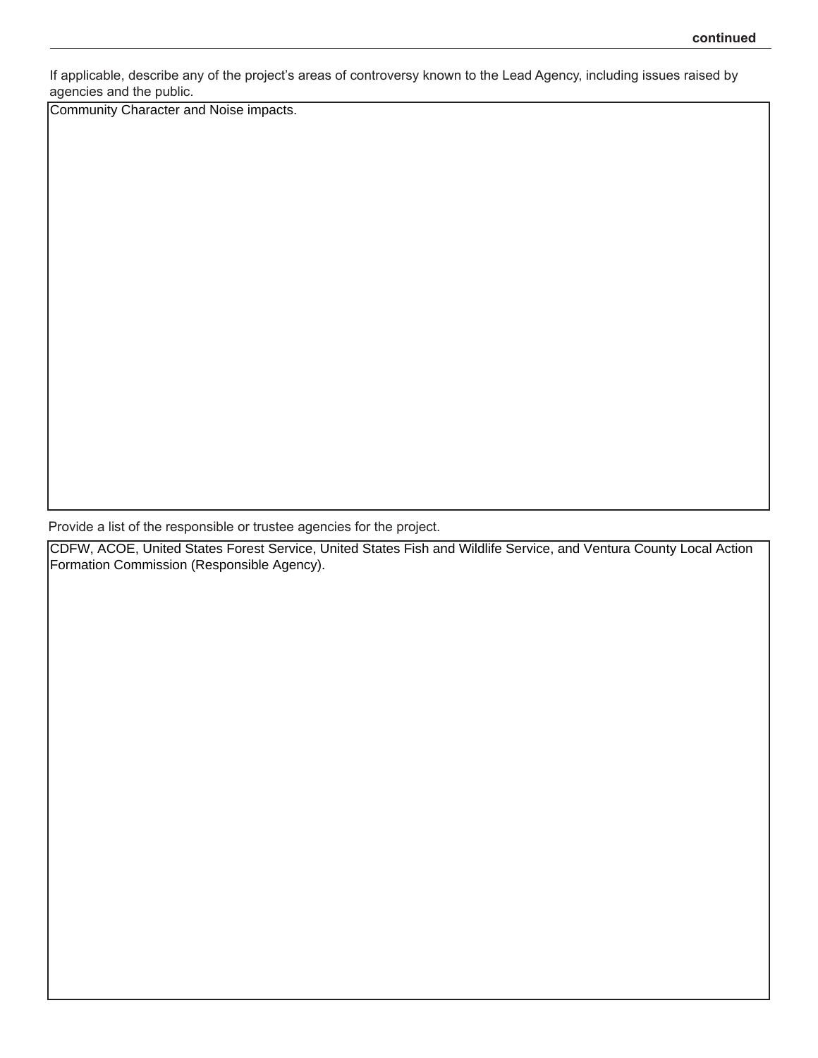**continued**

If applicable, describe any of the project's areas of controversy known to the Lead Agency, including issues raised by agencies and the public.

Community Character and Noise impacts.

Provide a list of the responsible or trustee agencies for the project.

CDFW, ACOE, United States Forest Service, United States Fish and Wildlife Service, and Ventura County Local Action Formation Commission (Responsible Agency).